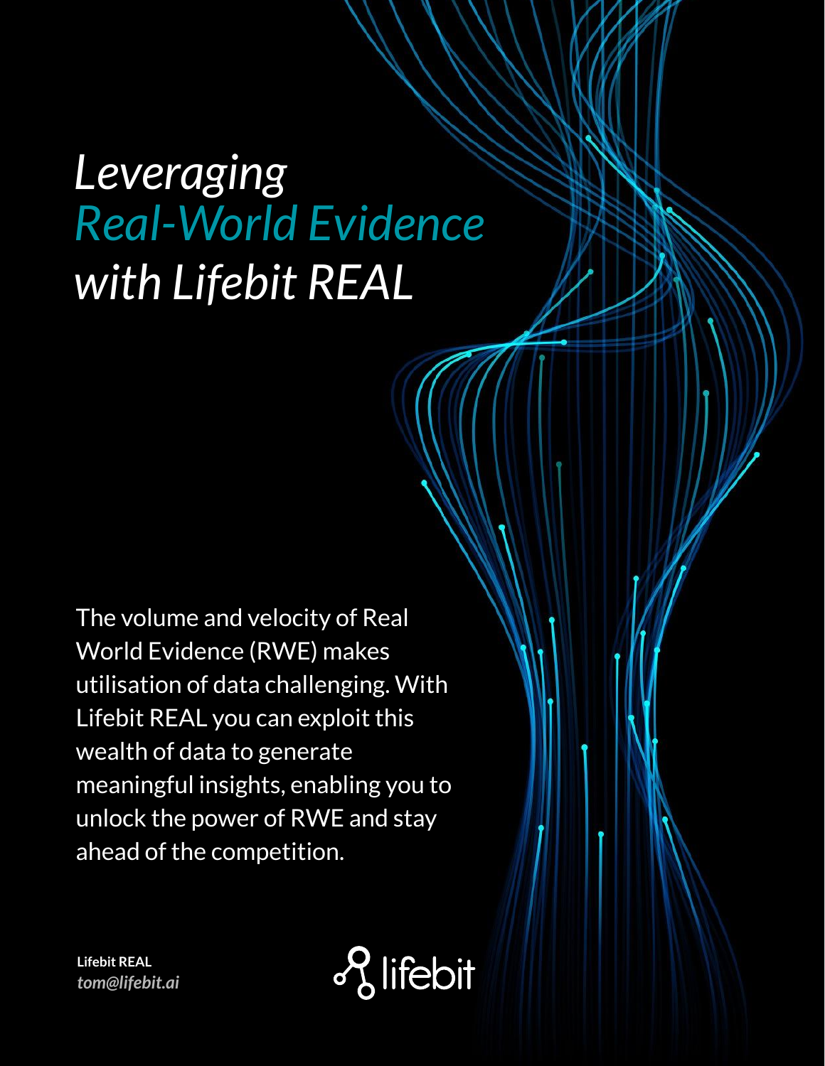# *Leveraging Real-World Evidence with Lifebit REAL*

The volume and velocity of Real World Evidence (RWE) makes utilisation of data challenging. With Lifebit REAL you can exploit this wealth of data to generate meaningful insights, enabling you to unlock the power of RWE and stay ahead of the competition.

**Lifebit REAL**
***tom@lifebit.ai***

lifebit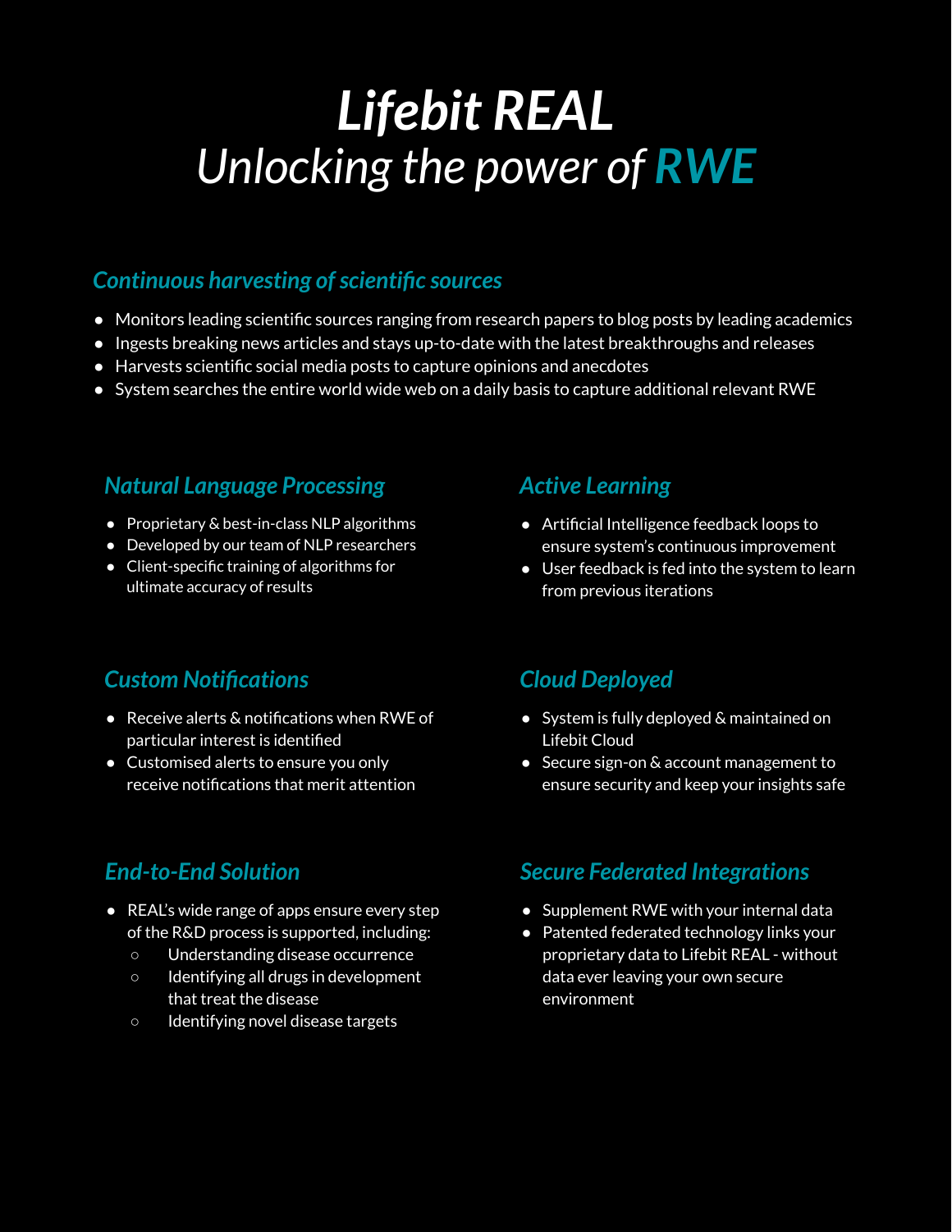# *Lifebit REAL*

## *Unlocking the power of RWE*

### *Continuous harvesting of scientific sources*

- Monitors leading scientific sources ranging from research papers to blog posts by leading academics
- Ingests breaking news articles and stays up-to-date with the latest breakthroughs and releases
- Harvests scientific social media posts to capture opinions and anecdotes
- System searches the entire world wide web on a daily basis to capture additional relevant RWE

### *Natural Language Processing*

- Proprietary & best-in-class NLP algorithms
- Developed by our team of NLP researchers
- Client-specific training of algorithms for ultimate accuracy of results

### *Active Learning*

- Artificial Intelligence feedback loops to ensure system's continuous improvement
- User feedback is fed into the system to learn from previous iterations

### *Custom Notifications*

- Receive alerts & notifications when RWE of particular interest is identified
- Customised alerts to ensure you only receive notifications that merit attention

### *Cloud Deployed*

- System is fully deployed & maintained on Lifebit Cloud
- Secure sign-on & account management to ensure security and keep your insights safe

### *End-to-End Solution*

- REAL's wide range of apps ensure every step of the R&D process is supported, including:
  - Understanding disease occurrence
  - Identifying all drugs in development that treat the disease
  - Identifying novel disease targets

### *Secure Federated Integrations*

- Supplement RWE with your internal data
- Patented federated technology links your proprietary data to Lifebit REAL - without data ever leaving your own secure environment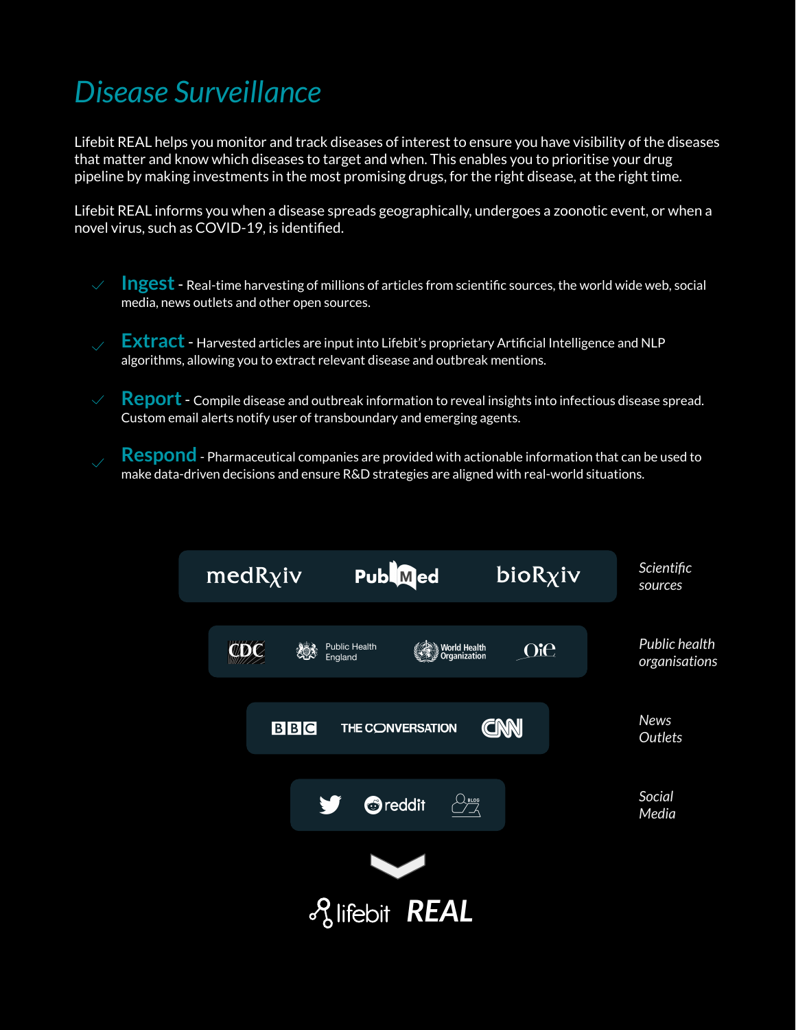# *Disease Surveillance*

Lifebit REAL helps you monitor and track diseases of interest to ensure you have visibility of the diseases that matter and know which diseases to target and when. This enables you to prioritise your drug pipeline by making investments in the most promising drugs, for the right disease, at the right time.

Lifebit REAL informs you when a disease spreads geographically, undergoes a zoonotic event, or when a novel virus, such as COVID-19, is identified.

- **Ingest** - Real-time harvesting of millions of articles from scientific sources, the world wide web, social media, news outlets and other open sources.
- **Extract** - Harvested articles are input into Lifebit's proprietary Artificial Intelligence and NLP algorithms, allowing you to extract relevant disease and outbreak mentions.
- **Report** - Compile disease and outbreak information to reveal insights into infectious disease spread. Custom email alerts notify user of transboundary and emerging agents.
- **Respond** - Pharmaceutical companies are provided with actionable information that can be used to make data-driven decisions and ensure R&D strategies are aligned with real-world situations.

medRxiv · PubMed · bioRxiv — *Scientific sources*

CDC · Public Health England · World Health Organization · OIE — *Public health organisations*

BBC · THE CONVERSATION · CNN — *News Outlets*

Twitter · reddit · Blog — *Social Media*

lifebit **REAL**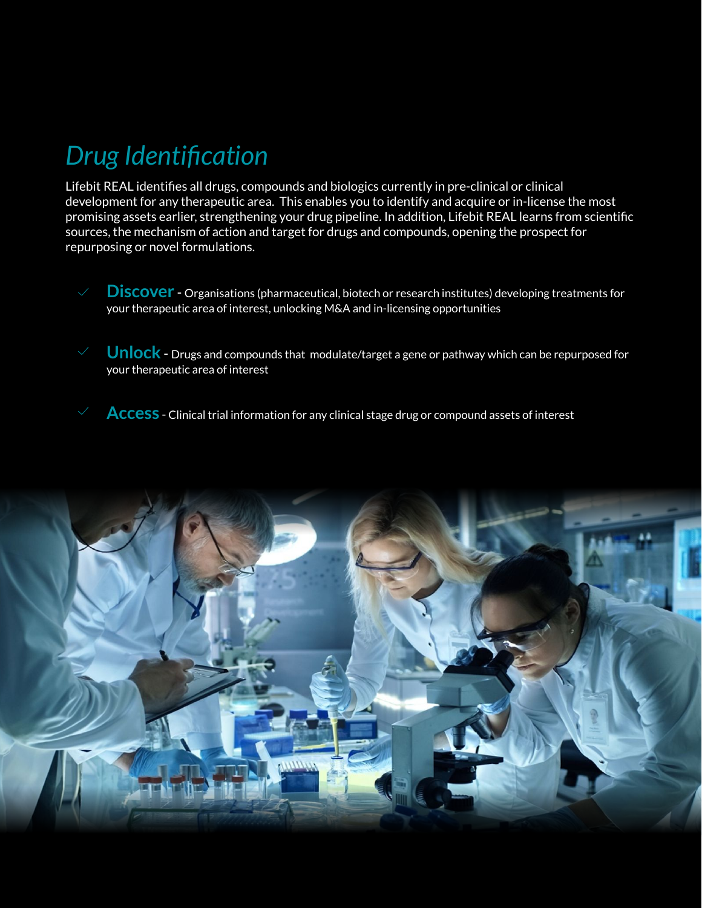# *Drug Identification*

Lifebit REAL identifies all drugs, compounds and biologics currently in pre-clinical or clinical development for any therapeutic area.  This enables you to identify and acquire or in-license the most promising assets earlier, strengthening your drug pipeline. In addition, Lifebit REAL learns from scientific sources, the mechanism of action and target for drugs and compounds, opening the prospect for repurposing or novel formulations.

- ✓ **Discover** - Organisations (pharmaceutical, biotech or research institutes) developing treatments for your therapeutic area of interest, unlocking M&A and in-licensing opportunities

- ✓ **Unlock** - Drugs and compounds that  modulate/target a gene or pathway which can be repurposed for your therapeutic area of interest

- ✓ **Access** - Clinical trial information for any clinical stage drug or compound assets of interest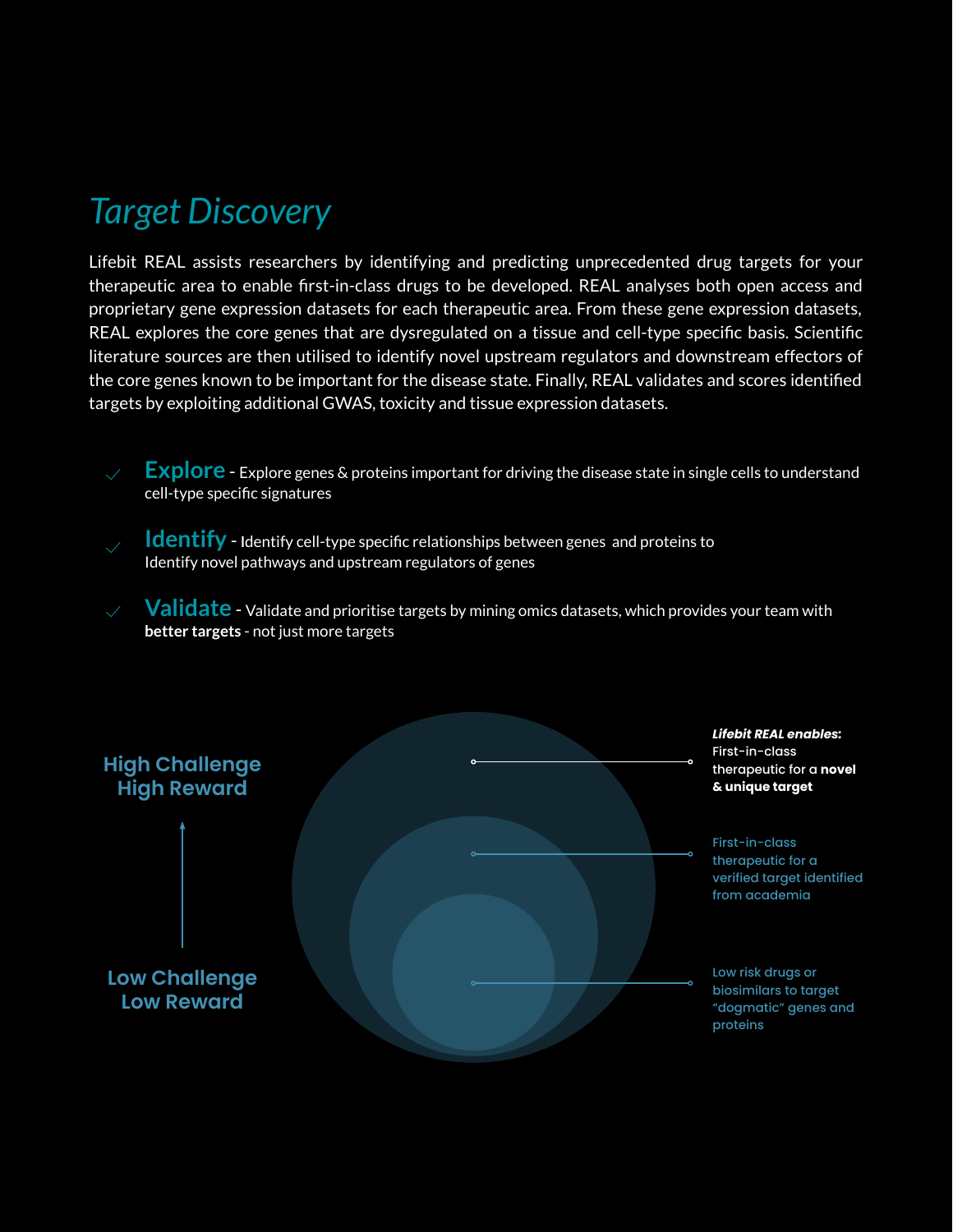# *Target Discovery*

Lifebit REAL assists researchers by identifying and predicting unprecedented drug targets for your therapeutic area to enable first-in-class drugs to be developed. REAL analyses both open access and proprietary gene expression datasets for each therapeutic area. From these gene expression datasets, REAL explores the core genes that are dysregulated on a tissue and cell-type specific basis. Scientific literature sources are then utilised to identify novel upstream regulators and downstream effectors of the core genes known to be important for the disease state. Finally, REAL validates and scores identified targets by exploiting additional GWAS, toxicity and tissue expression datasets.

- ✓ **Explore** - Explore genes & proteins important for driving the disease state in single cells to understand cell-type specific signatures
- ✓ **Identify** - Identify cell-type specific relationships between genes and proteins to Identify novel pathways and upstream regulators of genes
- ✓ **Validate** - Validate and prioritise targets by mining omics datasets, which provides your team with **better targets** - not just more targets

High Challenge
High Reward

Low Challenge
Low Reward

***Lifebit REAL enables*:** First-in-class therapeutic for a **novel & unique target**

First-in-class therapeutic for a verified target identified from academia

Low risk drugs or biosimilars to target "dogmatic" genes and proteins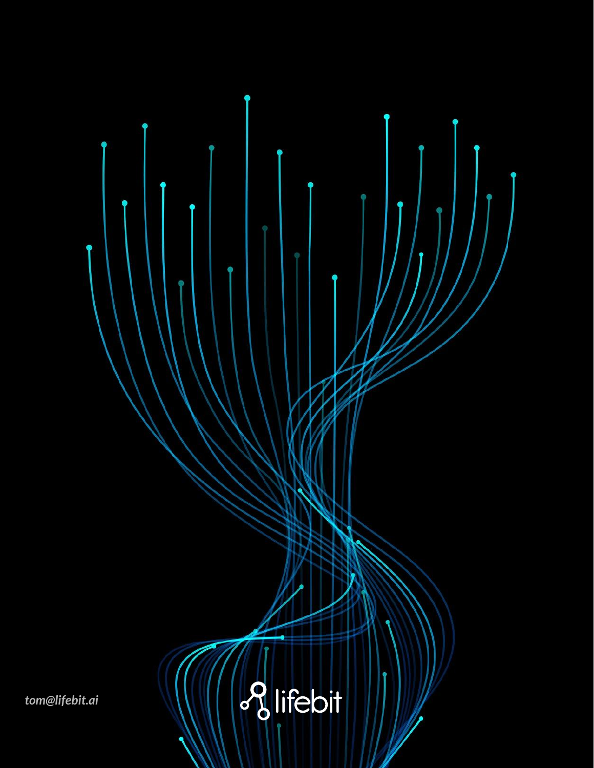*tom@lifebit.ai*

lifebit